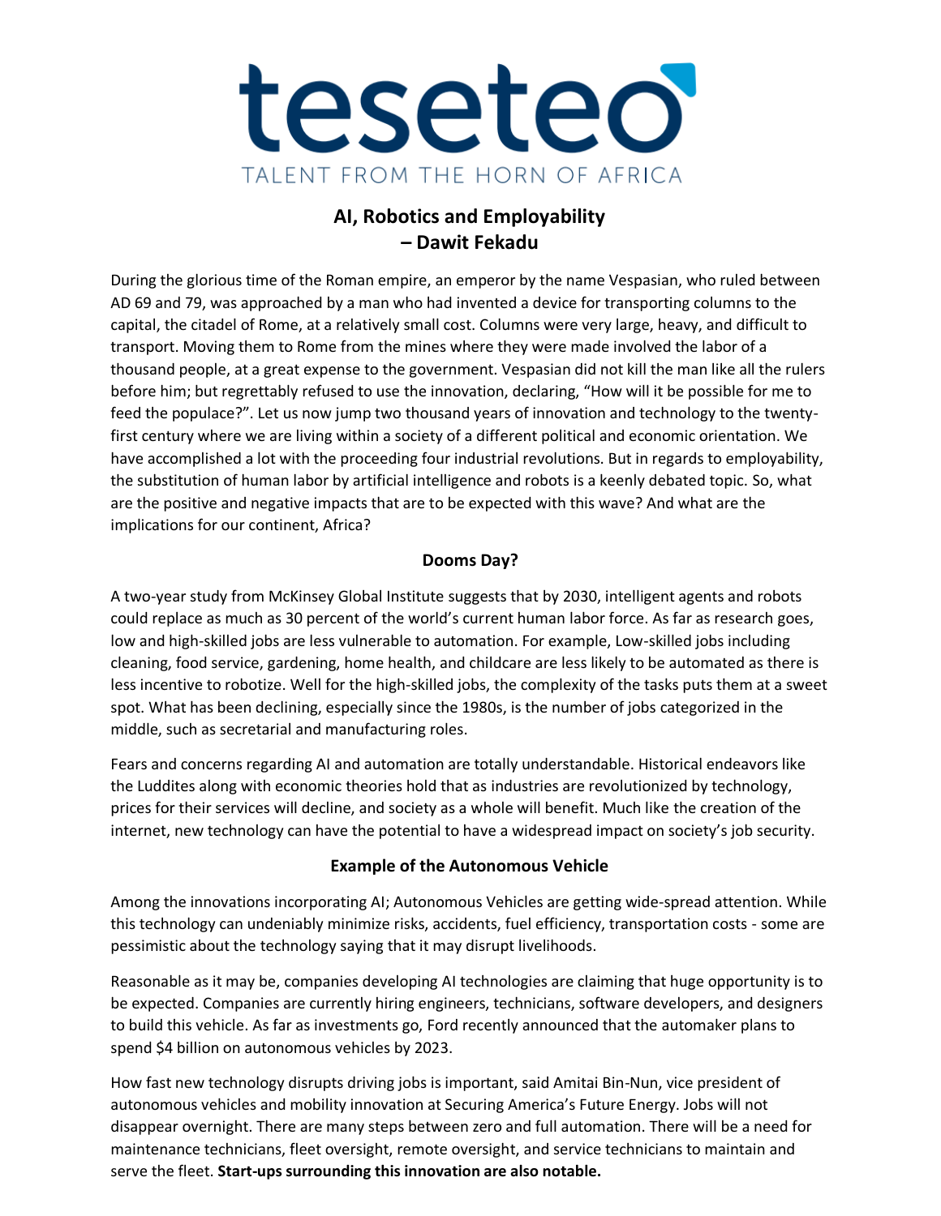# teseteo

TALENT FROM THE HORN OF AFRICA

## AI, Robotics and Employability – Dawit Fekadu

During the glorious time of the Roman empire, an emperor by the name Vespasian, who ruled between AD 69 and 79, was approached by a man who had invented a device for transporting columns to the capital, the citadel of Rome, at a relatively small cost. Columns were very large, heavy, and difficult to transport. Moving them to Rome from the mines where they were made involved the labor of a thousand people, at a great expense to the government. Vespasian did not kill the man like all the rulers before him; but regrettably refused to use the innovation, declaring, "How will it be possible for me to feed the populace?". Let us now jump two thousand years of innovation and technology to the twenty-first century where we are living within a society of a different political and economic orientation. We have accomplished a lot with the proceeding four industrial revolutions. But in regards to employability, the substitution of human labor by artificial intelligence and robots is a keenly debated topic. So, what are the positive and negative impacts that are to be expected with this wave? And what are the implications for our continent, Africa?

### Dooms Day?

A two-year study from McKinsey Global Institute suggests that by 2030, intelligent agents and robots could replace as much as 30 percent of the world's current human labor force. As far as research goes, low and high-skilled jobs are less vulnerable to automation. For example, Low-skilled jobs including cleaning, food service, gardening, home health, and childcare are less likely to be automated as there is less incentive to robotize. Well for the high-skilled jobs, the complexity of the tasks puts them at a sweet spot. What has been declining, especially since the 1980s, is the number of jobs categorized in the middle, such as secretarial and manufacturing roles.

Fears and concerns regarding AI and automation are totally understandable. Historical endeavors like the Luddites along with economic theories hold that as industries are revolutionized by technology, prices for their services will decline, and society as a whole will benefit. Much like the creation of the internet, new technology can have the potential to have a widespread impact on society's job security.

### Example of the Autonomous Vehicle

Among the innovations incorporating AI; Autonomous Vehicles are getting wide-spread attention. While this technology can undeniably minimize risks, accidents, fuel efficiency, transportation costs - some are pessimistic about the technology saying that it may disrupt livelihoods.

Reasonable as it may be, companies developing AI technologies are claiming that huge opportunity is to be expected. Companies are currently hiring engineers, technicians, software developers, and designers to build this vehicle. As far as investments go, Ford recently announced that the automaker plans to spend $4 billion on autonomous vehicles by 2023.

How fast new technology disrupts driving jobs is important, said Amitai Bin-Nun, vice president of autonomous vehicles and mobility innovation at Securing America's Future Energy. Jobs will not disappear overnight. There are many steps between zero and full automation. There will be a need for maintenance technicians, fleet oversight, remote oversight, and service technicians to maintain and serve the fleet. **Start-ups surrounding this innovation are also notable.**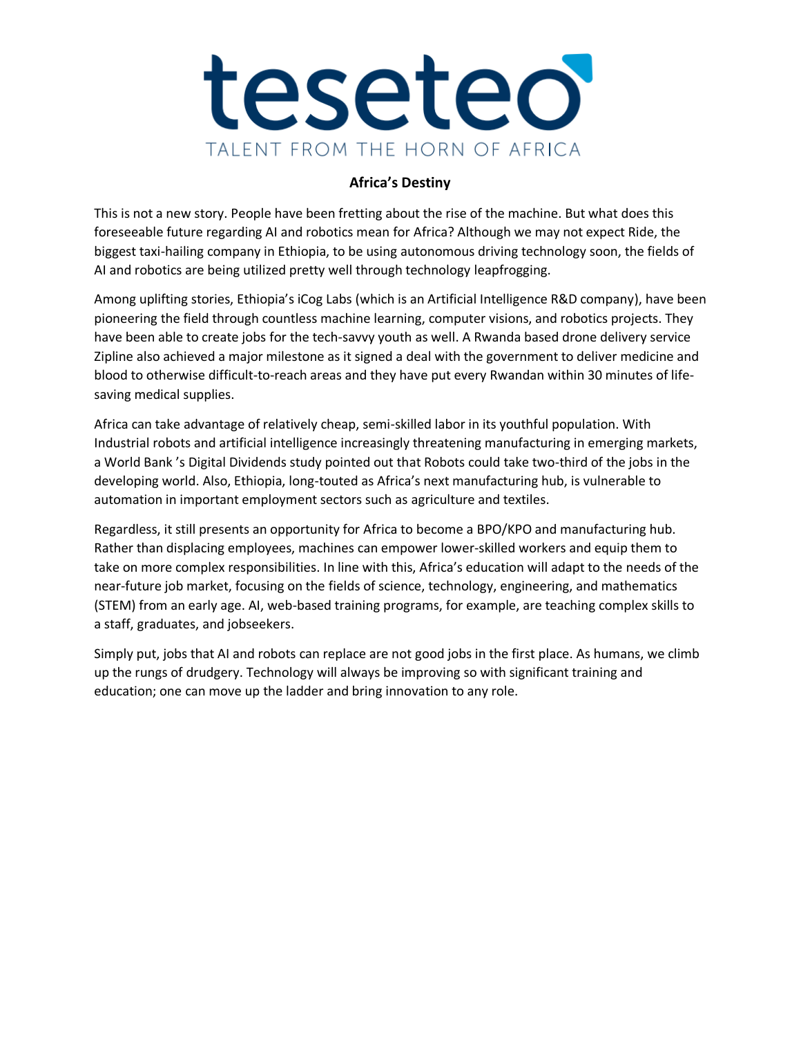teseteo

TALENT FROM THE HORN OF AFRICA

**Africa's Destiny**

This is not a new story. People have been fretting about the rise of the machine. But what does this foreseeable future regarding AI and robotics mean for Africa? Although we may not expect Ride, the biggest taxi-hailing company in Ethiopia, to be using autonomous driving technology soon, the fields of AI and robotics are being utilized pretty well through technology leapfrogging.

Among uplifting stories, Ethiopia's iCog Labs (which is an Artificial Intelligence R&D company), have been pioneering the field through countless machine learning, computer visions, and robotics projects. They have been able to create jobs for the tech-savvy youth as well. A Rwanda based drone delivery service Zipline also achieved a major milestone as it signed a deal with the government to deliver medicine and blood to otherwise difficult-to-reach areas and they have put every Rwandan within 30 minutes of life-saving medical supplies.

Africa can take advantage of relatively cheap, semi-skilled labor in its youthful population. With Industrial robots and artificial intelligence increasingly threatening manufacturing in emerging markets, a World Bank 's Digital Dividends study pointed out that Robots could take two-third of the jobs in the developing world. Also, Ethiopia, long-touted as Africa's next manufacturing hub, is vulnerable to automation in important employment sectors such as agriculture and textiles.

Regardless, it still presents an opportunity for Africa to become a BPO/KPO and manufacturing hub. Rather than displacing employees, machines can empower lower-skilled workers and equip them to take on more complex responsibilities. In line with this, Africa's education will adapt to the needs of the near-future job market, focusing on the fields of science, technology, engineering, and mathematics (STEM) from an early age. AI, web-based training programs, for example, are teaching complex skills to a staff, graduates, and jobseekers.

Simply put, jobs that AI and robots can replace are not good jobs in the first place. As humans, we climb up the rungs of drudgery. Technology will always be improving so with significant training and education; one can move up the ladder and bring innovation to any role.